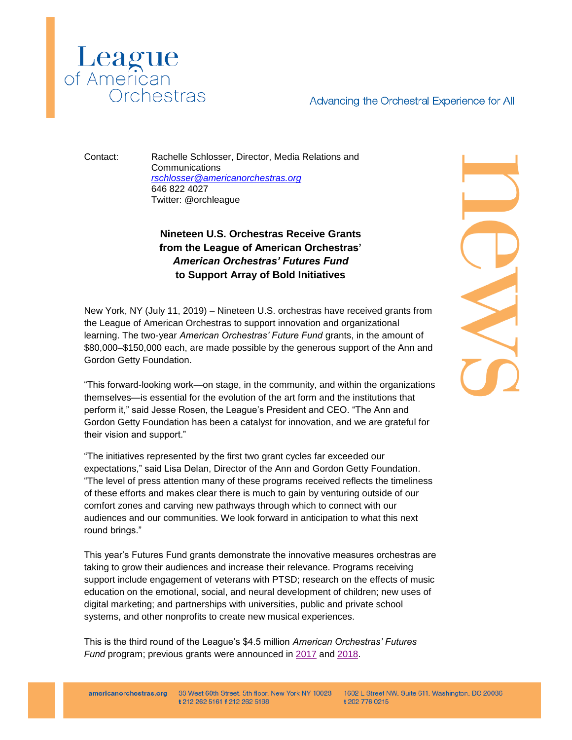League of American Orchestras

Advancing the Orchestral Experience for All

Contact: Rachelle Schlosser, Director, Media Relations and Communications
rschlosser@americanorchestras.org
646 822 4027
Twitter: @orchleague

news

**Nineteen U.S. Orchestras Receive Grants from the League of American Orchestras' *American Orchestras' Futures Fund* to Support Array of Bold Initiatives**

New York, NY (July 11, 2019) – Nineteen U.S. orchestras have received grants from the League of American Orchestras to support innovation and organizational learning. The two-year *American Orchestras' Future Fund* grants, in the amount of $80,000–$150,000 each, are made possible by the generous support of the Ann and Gordon Getty Foundation.

"This forward-looking work—on stage, in the community, and within the organizations themselves—is essential for the evolution of the art form and the institutions that perform it," said Jesse Rosen, the League's President and CEO. "The Ann and Gordon Getty Foundation has been a catalyst for innovation, and we are grateful for their vision and support."

"The initiatives represented by the first two grant cycles far exceeded our expectations," said Lisa Delan, Director of the Ann and Gordon Getty Foundation. "The level of press attention many of these programs received reflects the timeliness of these efforts and makes clear there is much to gain by venturing outside of our comfort zones and carving new pathways through which to connect with our audiences and our communities. We look forward in anticipation to what this next round brings."

This year's Futures Fund grants demonstrate the innovative measures orchestras are taking to grow their audiences and increase their relevance. Programs receiving support include engagement of veterans with PTSD; research on the effects of music education on the emotional, social, and neural development of children; new uses of digital marketing; and partnerships with universities, public and private school systems, and other nonprofits to create new musical experiences.

This is the third round of the League's $4.5 million *American Orchestras' Futures Fund* program; previous grants were announced in 2017 and 2018.

americanorchestras.org 33 West 60th Street, 5th floor, New York NY 10023 t 212 262 5161 f 212 262 5198 1602 L Street NW, Suite 611, Washington, DC 20036 t 202 776 0215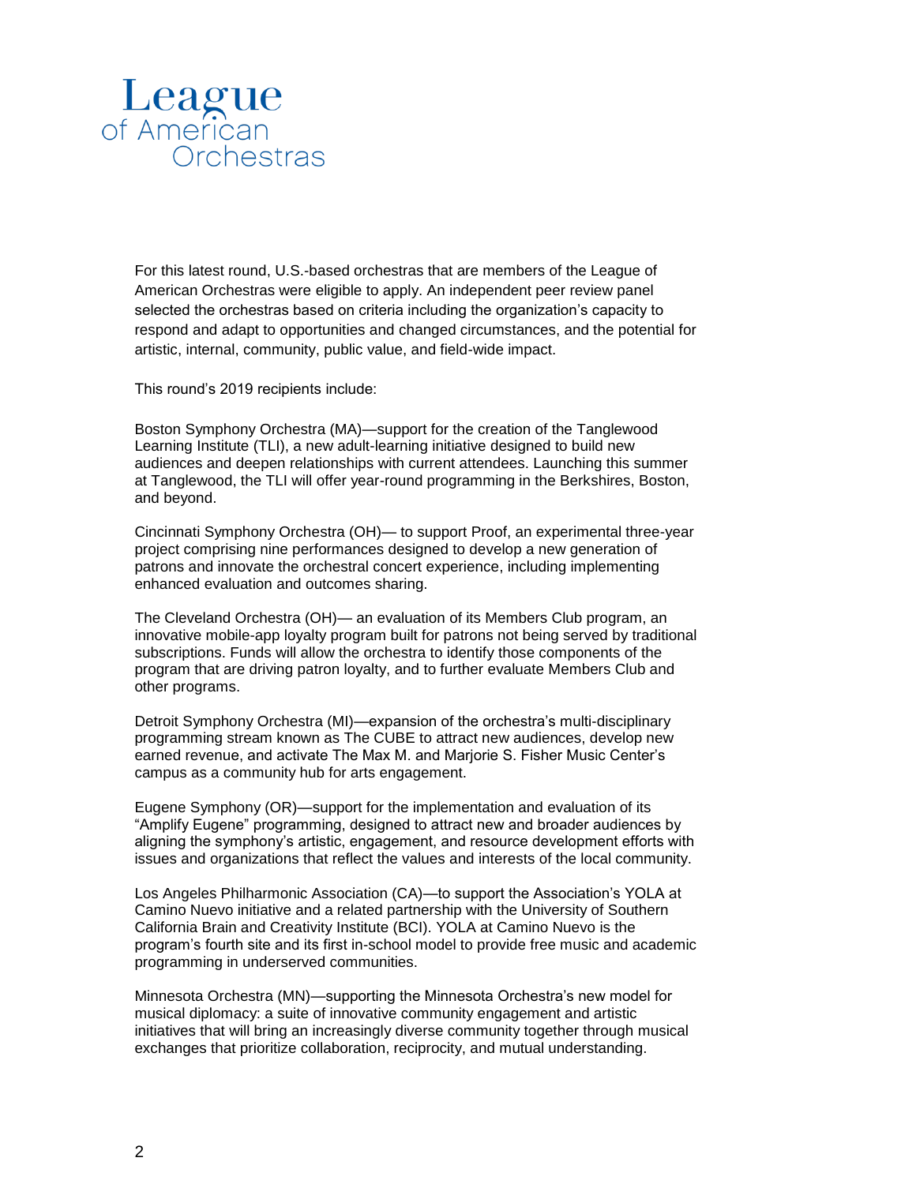For this latest round, U.S.-based orchestras that are members of the League of American Orchestras were eligible to apply. An independent peer review panel selected the orchestras based on criteria including the organization's capacity to respond and adapt to opportunities and changed circumstances, and the potential for artistic, internal, community, public value, and field-wide impact.

This round's 2019 recipients include:

Boston Symphony Orchestra (MA)—support for the creation of the Tanglewood Learning Institute (TLI), a new adult-learning initiative designed to build new audiences and deepen relationships with current attendees. Launching this summer at Tanglewood, the TLI will offer year-round programming in the Berkshires, Boston, and beyond.

Cincinnati Symphony Orchestra (OH)— to support Proof, an experimental three-year project comprising nine performances designed to develop a new generation of patrons and innovate the orchestral concert experience, including implementing enhanced evaluation and outcomes sharing.

The Cleveland Orchestra (OH)— an evaluation of its Members Club program, an innovative mobile-app loyalty program built for patrons not being served by traditional subscriptions. Funds will allow the orchestra to identify those components of the program that are driving patron loyalty, and to further evaluate Members Club and other programs.

Detroit Symphony Orchestra (MI)—expansion of the orchestra's multi-disciplinary programming stream known as The CUBE to attract new audiences, develop new earned revenue, and activate The Max M. and Marjorie S. Fisher Music Center's campus as a community hub for arts engagement.

Eugene Symphony (OR)—support for the implementation and evaluation of its "Amplify Eugene" programming, designed to attract new and broader audiences by aligning the symphony's artistic, engagement, and resource development efforts with issues and organizations that reflect the values and interests of the local community.

Los Angeles Philharmonic Association (CA)—to support the Association's YOLA at Camino Nuevo initiative and a related partnership with the University of Southern California Brain and Creativity Institute (BCI). YOLA at Camino Nuevo is the program's fourth site and its first in-school model to provide free music and academic programming in underserved communities.

Minnesota Orchestra (MN)—supporting the Minnesota Orchestra's new model for musical diplomacy: a suite of innovative community engagement and artistic initiatives that will bring an increasingly diverse community together through musical exchanges that prioritize collaboration, reciprocity, and mutual understanding.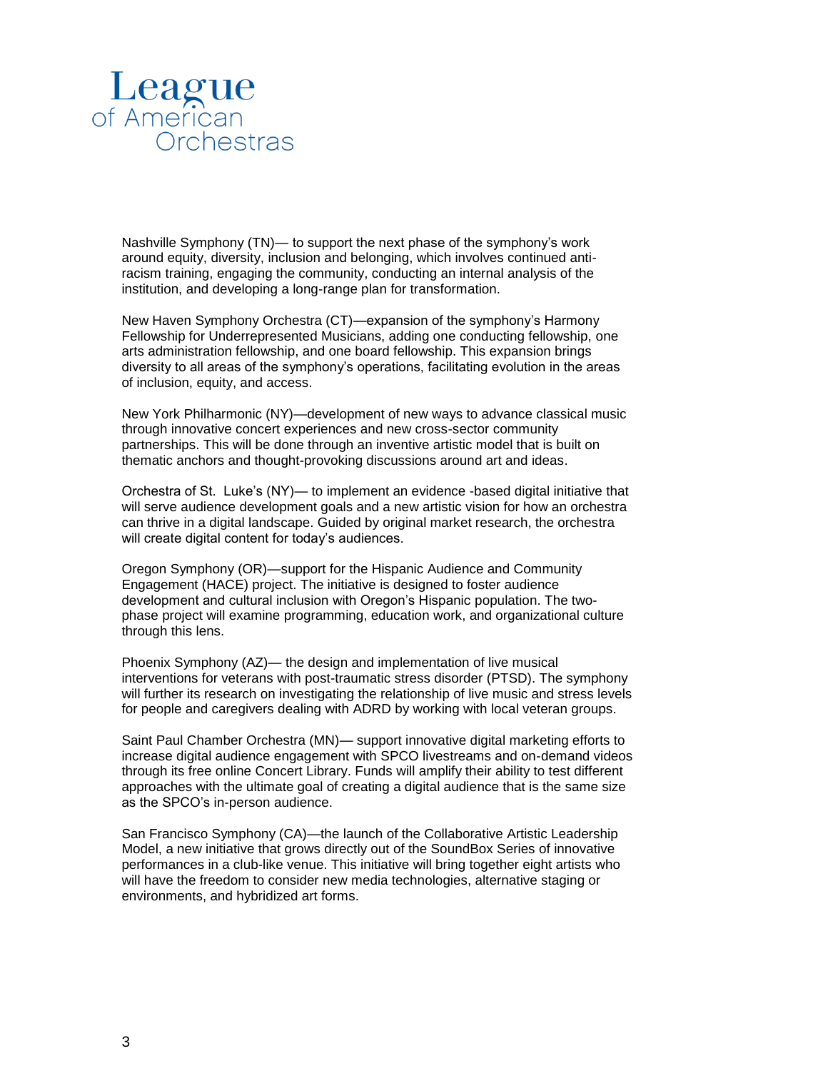Nashville Symphony (TN)— to support the next phase of the symphony's work around equity, diversity, inclusion and belonging, which involves continued anti-racism training, engaging the community, conducting an internal analysis of the institution, and developing a long-range plan for transformation.

New Haven Symphony Orchestra (CT)—expansion of the symphony's Harmony Fellowship for Underrepresented Musicians, adding one conducting fellowship, one arts administration fellowship, and one board fellowship. This expansion brings diversity to all areas of the symphony's operations, facilitating evolution in the areas of inclusion, equity, and access.

New York Philharmonic (NY)—development of new ways to advance classical music through innovative concert experiences and new cross-sector community partnerships. This will be done through an inventive artistic model that is built on thematic anchors and thought-provoking discussions around art and ideas.

Orchestra of St. Luke's (NY)— to implement an evidence -based digital initiative that will serve audience development goals and a new artistic vision for how an orchestra can thrive in a digital landscape. Guided by original market research, the orchestra will create digital content for today's audiences.

Oregon Symphony (OR)—support for the Hispanic Audience and Community Engagement (HACE) project. The initiative is designed to foster audience development and cultural inclusion with Oregon's Hispanic population. The two-phase project will examine programming, education work, and organizational culture through this lens.

Phoenix Symphony (AZ)— the design and implementation of live musical interventions for veterans with post-traumatic stress disorder (PTSD). The symphony will further its research on investigating the relationship of live music and stress levels for people and caregivers dealing with ADRD by working with local veteran groups.

Saint Paul Chamber Orchestra (MN)— support innovative digital marketing efforts to increase digital audience engagement with SPCO livestreams and on-demand videos through its free online Concert Library. Funds will amplify their ability to test different approaches with the ultimate goal of creating a digital audience that is the same size as the SPCO's in-person audience.

San Francisco Symphony (CA)—the launch of the Collaborative Artistic Leadership Model, a new initiative that grows directly out of the SoundBox Series of innovative performances in a club-like venue. This initiative will bring together eight artists who will have the freedom to consider new media technologies, alternative staging or environments, and hybridized art forms.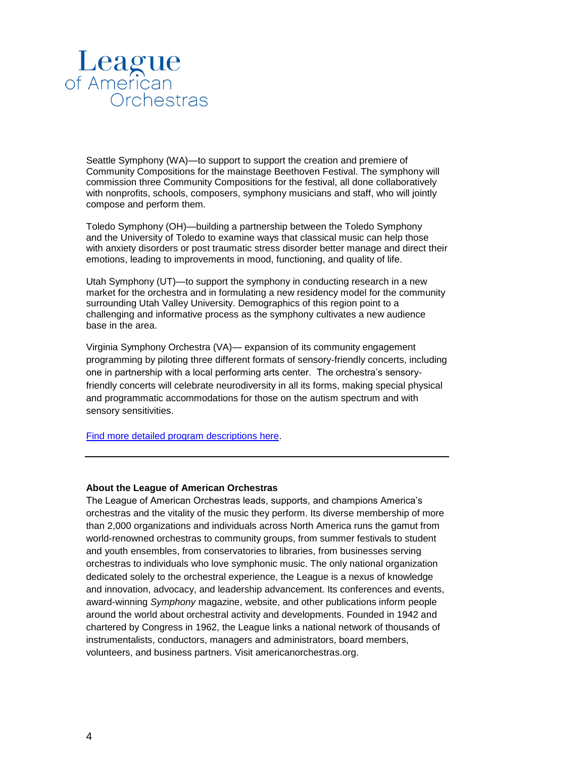Seattle Symphony (WA)—to support to support the creation and premiere of Community Compositions for the mainstage Beethoven Festival. The symphony will commission three Community Compositions for the festival, all done collaboratively with nonprofits, schools, composers, symphony musicians and staff, who will jointly compose and perform them.

Toledo Symphony (OH)—building a partnership between the Toledo Symphony and the University of Toledo to examine ways that classical music can help those with anxiety disorders or post traumatic stress disorder better manage and direct their emotions, leading to improvements in mood, functioning, and quality of life.

Utah Symphony (UT)—to support the symphony in conducting research in a new market for the orchestra and in formulating a new residency model for the community surrounding Utah Valley University. Demographics of this region point to a challenging and informative process as the symphony cultivates a new audience base in the area.

Virginia Symphony Orchestra (VA)— expansion of its community engagement programming by piloting three different formats of sensory-friendly concerts, including one in partnership with a local performing arts center. The orchestra's sensory-friendly concerts will celebrate neurodiversity in all its forms, making special physical and programmatic accommodations for those on the autism spectrum and with sensory sensitivities.

[Find more detailed program descriptions here].

---

**About the League of American Orchestras**

The League of American Orchestras leads, supports, and champions America's orchestras and the vitality of the music they perform. Its diverse membership of more than 2,000 organizations and individuals across North America runs the gamut from world-renowned orchestras to community groups, from summer festivals to student and youth ensembles, from conservatories to libraries, from businesses serving orchestras to individuals who love symphonic music. The only national organization dedicated solely to the orchestral experience, the League is a nexus of knowledge and innovation, advocacy, and leadership advancement. Its conferences and events, award-winning *Symphony* magazine, website, and other publications inform people around the world about orchestral activity and developments. Founded in 1942 and chartered by Congress in 1962, the League links a national network of thousands of instrumentalists, conductors, managers and administrators, board members, volunteers, and business partners. Visit americanorchestras.org.